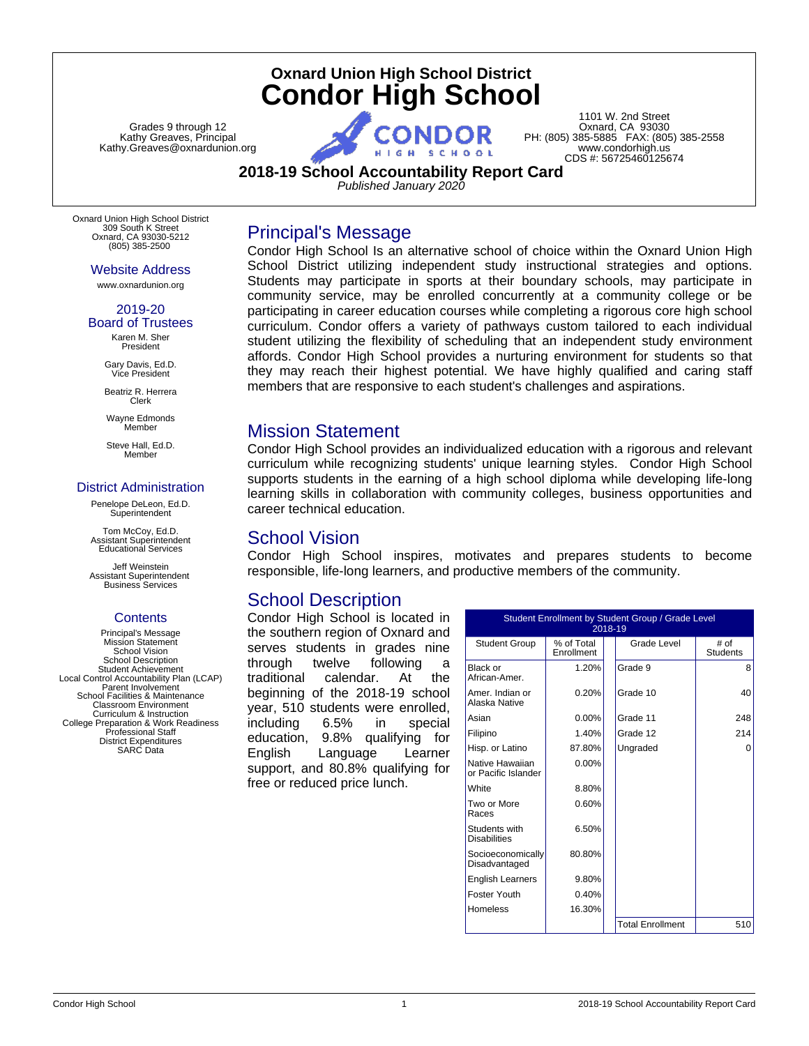# Oxnard Union High School District

# Condor High School

Grades 9 through 12
Kathy Greaves, Principal
Kathy.Greaves@oxnardunion.org

1101 W. 2nd Street
Oxnard, CA 93030
PH: (805) 385-5885 FAX: (805) 385-2558
www.condorhigh.us
CDS #: 56725460125674

## 2018-19 School Accountability Report Card

*Published January 2020*

Oxnard Union High School District
309 South K Street
Oxnard, CA 93030-5212
(805) 385-2500

### Website Address

www.oxnardunion.org

### 2019-20 Board of Trustees

Karen M. Sher
President

Gary Davis, Ed.D.
Vice President

Beatriz R. Herrera
Clerk

Wayne Edmonds
Member

Steve Hall, Ed.D.
Member

### District Administration

Penelope DeLeon, Ed.D.
Superintendent

Tom McCoy, Ed.D.
Assistant Superintendent
Educational Services

Jeff Weinstein
Assistant Superintendent
Business Services

### Contents

Principal's Message
Mission Statement
School Vision
School Description
Student Achievement
Local Control Accountability Plan (LCAP)
Parent Involvement
School Facilities & Maintenance
Classroom Environment
Curriculum & Instruction
College Preparation & Work Readiness
Professional Staff
District Expenditures
SARC Data

## Principal's Message

Condor High School Is an alternative school of choice within the Oxnard Union High School District utilizing independent study instructional strategies and options. Students may participate in sports at their boundary schools, may participate in community service, may be enrolled concurrently at a community college or be participating in career education courses while completing a rigorous core high school curriculum. Condor offers a variety of pathways custom tailored to each individual student utilizing the flexibility of scheduling that an independent study environment affords. Condor High School provides a nurturing environment for students so that they may reach their highest potential. We have highly qualified and caring staff members that are responsive to each student's challenges and aspirations.

## Mission Statement

Condor High School provides an individualized education with a rigorous and relevant curriculum while recognizing students' unique learning styles. Condor High School supports students in the earning of a high school diploma while developing life-long learning skills in collaboration with community colleges, business opportunities and career technical education.

## School Vision

Condor High School inspires, motivates and prepares students to become responsible, life-long learners, and productive members of the community.

## School Description

Condor High School is located in the southern region of Oxnard and serves students in grades nine through twelve following a traditional calendar. At the beginning of the 2018-19 school year, 510 students were enrolled, including 6.5% in special education, 9.8% qualifying for English Language Learner support, and 80.8% qualifying for free or reduced price lunch.

**Student Enrollment by Student Group / Grade Level 2018-19**

| Student Group | % of Total Enrollment | Grade Level | # of Students |
|---|---|---|---|
| Black or African-Amer. | 1.20% | Grade 9 | 8 |
| Amer. Indian or Alaska Native | 0.20% | Grade 10 | 40 |
| Asian | 0.00% | Grade 11 | 248 |
| Filipino | 1.40% | Grade 12 | 214 |
| Hisp. or Latino | 87.80% | Ungraded | 0 |
| Native Hawaiian or Pacific Islander | 0.00% | | |
| White | 8.80% | | |
| Two or More Races | 0.60% | | |
| Students with Disabilities | 6.50% | | |
| Socioeconomically Disadvantaged | 80.80% | | |
| English Learners | 9.80% | | |
| Foster Youth | 0.40% | | |
| Homeless | 16.30% | | |
| | | Total Enrollment | 510 |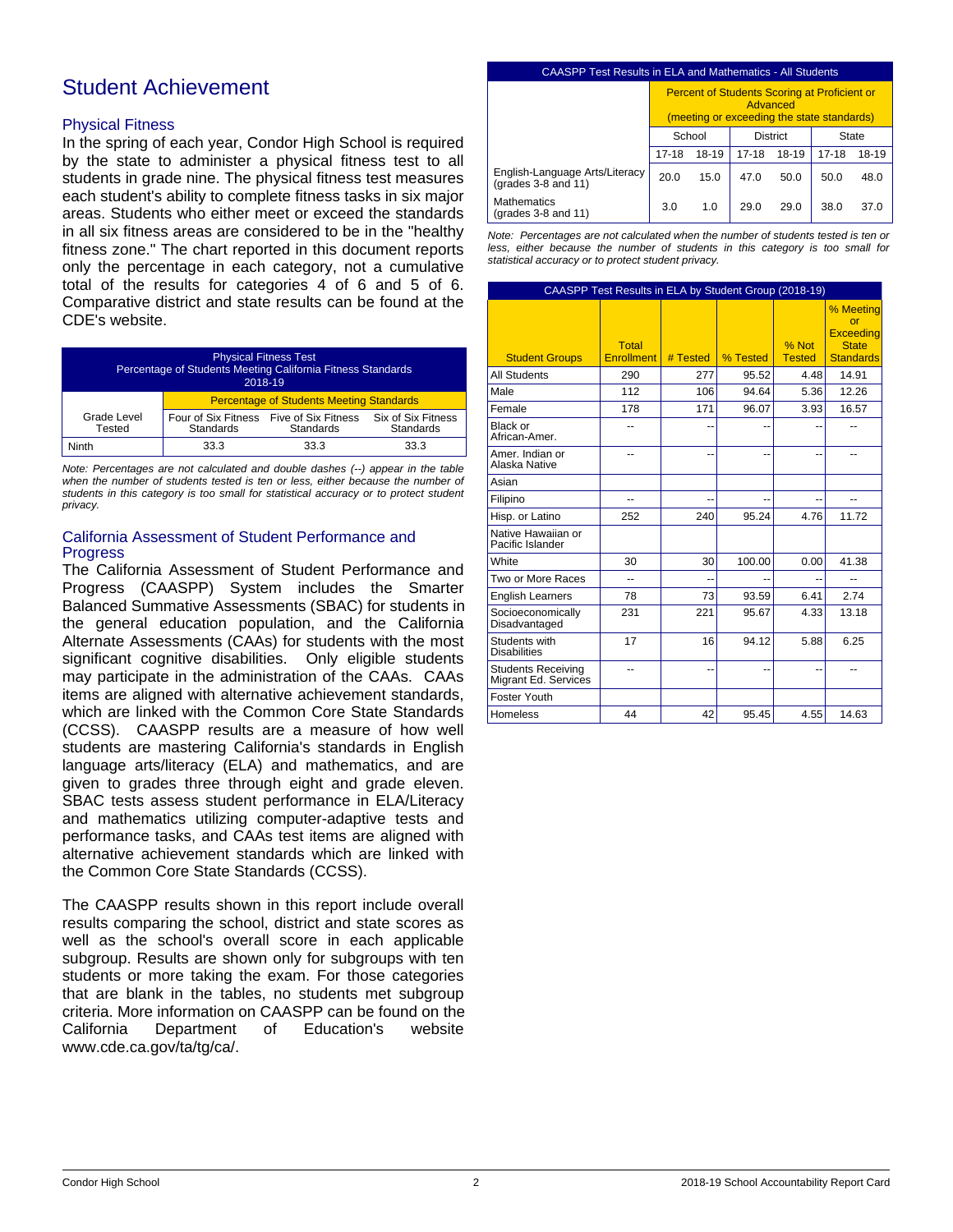# Student Achievement

## Physical Fitness

In the spring of each year, Condor High School is required by the state to administer a physical fitness test to all students in grade nine. The physical fitness test measures each student's ability to complete fitness tasks in six major areas. Students who either meet or exceed the standards in all six fitness areas are considered to be in the "healthy fitness zone." The chart reported in this document reports only the percentage in each category, not a cumulative total of the results for categories 4 of 6 and 5 of 6. Comparative district and state results can be found at the CDE's website.

| Physical Fitness Test<br>Percentage of Students Meeting California Fitness Standards<br>2018-19 | | | |
|---|---|---|---|
| Grade Level Tested | Percentage of Students Meeting Standards | | |
| | Four of Six Fitness Standards | Five of Six Fitness Standards | Six of Six Fitness Standards |
| Ninth | 33.3 | 33.3 | 33.3 |

*Note: Percentages are not calculated and double dashes (--) appear in the table when the number of students tested is ten or less, either because the number of students in this category is too small for statistical accuracy or to protect student privacy.*

## California Assessment of Student Performance and Progress

The California Assessment of Student Performance and Progress (CAASPP) System includes the Smarter Balanced Summative Assessments (SBAC) for students in the general education population, and the California Alternate Assessments (CAAs) for students with the most significant cognitive disabilities. Only eligible students may participate in the administration of the CAAs. CAAs items are aligned with alternative achievement standards, which are linked with the Common Core State Standards (CCSS). CAASPP results are a measure of how well students are mastering California's standards in English language arts/literacy (ELA) and mathematics, and are given to grades three through eight and grade eleven. SBAC tests assess student performance in ELA/Literacy and mathematics utilizing computer-adaptive tests and performance tasks, and CAAs test items are aligned with alternative achievement standards which are linked with the Common Core State Standards (CCSS).

The CAASPP results shown in this report include overall results comparing the school, district and state scores as well as the school's overall score in each applicable subgroup. Results are shown only for subgroups with ten students or more taking the exam. For those categories that are blank in the tables, no students met subgroup criteria. More information on CAASPP can be found on the California Department of Education's website www.cde.ca.gov/ta/tg/ca/.

| CAASPP Test Results in ELA and Mathematics - All Students | | | | | | |
|---|---|---|---|---|---|---|
| | Percent of Students Scoring at Proficient or Advanced (meeting or exceeding the state standards) | | | | | |
| | School | | District | | State | |
| | 17-18 | 18-19 | 17-18 | 18-19 | 17-18 | 18-19 |
| English-Language Arts/Literacy (grades 3-8 and 11) | 20.0 | 15.0 | 47.0 | 50.0 | 50.0 | 48.0 |
| Mathematics (grades 3-8 and 11) | 3.0 | 1.0 | 29.0 | 29.0 | 38.0 | 37.0 |

*Note: Percentages are not calculated when the number of students tested is ten or less, either because the number of students in this category is too small for statistical accuracy or to protect student privacy.*

| CAASPP Test Results in ELA by Student Group (2018-19) | | | | | |
|---|---|---|---|---|---|
| Student Groups | Total Enrollment | # Tested | % Tested | % Not Tested | % Meeting or Exceeding State Standards |
| All Students | 290 | 277 | 95.52 | 4.48 | 14.91 |
| Male | 112 | 106 | 94.64 | 5.36 | 12.26 |
| Female | 178 | 171 | 96.07 | 3.93 | 16.57 |
| Black or African-Amer. | -- | -- | -- | -- | -- |
| Amer. Indian or Alaska Native | -- | -- | -- | -- | -- |
| Asian | | | | | |
| Filipino | -- | -- | -- | -- | -- |
| Hisp. or Latino | 252 | 240 | 95.24 | 4.76 | 11.72 |
| Native Hawaiian or Pacific Islander | | | | | |
| White | 30 | 30 | 100.00 | 0.00 | 41.38 |
| Two or More Races | -- | -- | -- | -- | -- |
| English Learners | 78 | 73 | 93.59 | 6.41 | 2.74 |
| Socioeconomically Disadvantaged | 231 | 221 | 95.67 | 4.33 | 13.18 |
| Students with Disabilities | 17 | 16 | 94.12 | 5.88 | 6.25 |
| Students Receiving Migrant Ed. Services | -- | -- | -- | -- | -- |
| Foster Youth | | | | | |
| Homeless | 44 | 42 | 95.45 | 4.55 | 14.63 |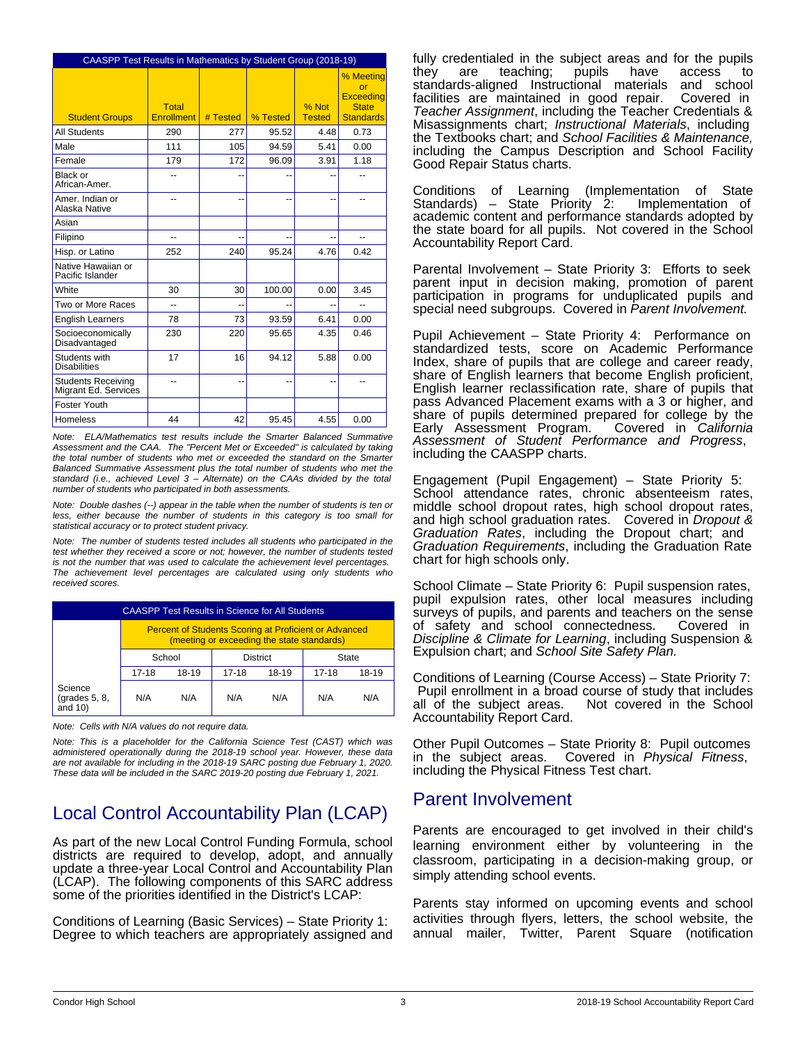| CAASPP Test Results in Mathematics by Student Group (2018-19) | | | | | |
|---|---|---|---|---|---|
| Student Groups | Total Enrollment | # Tested | % Tested | % Not Tested | % Meeting or Exceeding State Standards |
| All Students | 290 | 277 | 95.52 | 4.48 | 0.73 |
| Male | 111 | 105 | 94.59 | 5.41 | 0.00 |
| Female | 179 | 172 | 96.09 | 3.91 | 1.18 |
| Black or African-Amer. | -- | -- | -- | -- | -- |
| Amer. Indian or Alaska Native | -- | -- | -- | -- | -- |
| Asian | | | | | |
| Filipino | -- | -- | -- | -- | -- |
| Hisp. or Latino | 252 | 240 | 95.24 | 4.76 | 0.42 |
| Native Hawaiian or Pacific Islander | | | | | |
| White | 30 | 30 | 100.00 | 0.00 | 3.45 |
| Two or More Races | -- | -- | -- | -- | -- |
| English Learners | 78 | 73 | 93.59 | 6.41 | 0.00 |
| Socioeconomically Disadvantaged | 230 | 220 | 95.65 | 4.35 | 0.46 |
| Students with Disabilities | 17 | 16 | 94.12 | 5.88 | 0.00 |
| Students Receiving Migrant Ed. Services | -- | -- | -- | -- | -- |
| Foster Youth | | | | | |
| Homeless | 44 | 42 | 95.45 | 4.55 | 0.00 |

*Note: ELA/Mathematics test results include the Smarter Balanced Summative Assessment and the CAA. The "Percent Met or Exceeded" is calculated by taking the total number of students who met or exceeded the standard on the Smarter Balanced Summative Assessment plus the total number of students who met the standard (i.e., achieved Level 3 – Alternate) on the CAAs divided by the total number of students who participated in both assessments.*

*Note: Double dashes (--) appear in the table when the number of students is ten or less, either because the number of students in this category is too small for statistical accuracy or to protect student privacy.*

*Note: The number of students tested includes all students who participated in the test whether they received a score or not; however, the number of students tested is not the number that was used to calculate the achievement level percentages. The achievement level percentages are calculated using only students who received scores.*

| CAASPP Test Results in Science for All Students | | | | | | |
|---|---|---|---|---|---|---|
| | Percent of Students Scoring at Proficient or Advanced (meeting or exceeding the state standards) | | | | | |
| | School | | District | | State | |
| | 17-18 | 18-19 | 17-18 | 18-19 | 17-18 | 18-19 |
| Science (grades 5, 8, and 10) | N/A | N/A | N/A | N/A | N/A | N/A |

*Note: Cells with N/A values do not require data.*

*Note: This is a placeholder for the California Science Test (CAST) which was administered operationally during the 2018-19 school year. However, these data are not available for including in the 2018-19 SARC posting due February 1, 2020. These data will be included in the SARC 2019-20 posting due February 1, 2021.*

## Local Control Accountability Plan (LCAP)

As part of the new Local Control Funding Formula, school districts are required to develop, adopt, and annually update a three-year Local Control and Accountability Plan (LCAP). The following components of this SARC address some of the priorities identified in the District's LCAP:

Conditions of Learning (Basic Services) – State Priority 1: Degree to which teachers are appropriately assigned and fully credentialed in the subject areas and for the pupils they are teaching; pupils have access to standards-aligned Instructional materials and school facilities are maintained in good repair. Covered in *Teacher Assignment*, including the Teacher Credentials & Misassignments chart; *Instructional Materials*, including the Textbooks chart; and *School Facilities & Maintenance,* including the Campus Description and School Facility Good Repair Status charts.

Conditions of Learning (Implementation of State Standards) – State Priority 2: Implementation of academic content and performance standards adopted by the state board for all pupils. Not covered in the School Accountability Report Card.

Parental Involvement – State Priority 3: Efforts to seek parent input in decision making, promotion of parent participation in programs for unduplicated pupils and special need subgroups. Covered in *Parent Involvement.*

Pupil Achievement – State Priority 4: Performance on standardized tests, score on Academic Performance Index, share of pupils that are college and career ready, share of English learners that become English proficient, English learner reclassification rate, share of pupils that pass Advanced Placement exams with a 3 or higher, and share of pupils determined prepared for college by the Early Assessment Program. Covered in *California Assessment of Student Performance and Progress*, including the CAASPP charts.

Engagement (Pupil Engagement) – State Priority 5: School attendance rates, chronic absenteeism rates, middle school dropout rates, high school dropout rates, and high school graduation rates. Covered in *Dropout & Graduation Rates*, including the Dropout chart; and *Graduation Requirements*, including the Graduation Rate chart for high schools only.

School Climate – State Priority 6: Pupil suspension rates, pupil expulsion rates, other local measures including surveys of pupils, and parents and teachers on the sense of safety and school connectedness. Covered in *Discipline & Climate for Learning*, including Suspension & Expulsion chart; and *School Site Safety Plan.*

Conditions of Learning (Course Access) – State Priority 7: Pupil enrollment in a broad course of study that includes all of the subject areas. Not covered in the School Accountability Report Card.

Other Pupil Outcomes – State Priority 8: Pupil outcomes in the subject areas. Covered in *Physical Fitness*, including the Physical Fitness Test chart.

## Parent Involvement

Parents are encouraged to get involved in their child's learning environment either by volunteering in the classroom, participating in a decision-making group, or simply attending school events.

Parents stay informed on upcoming events and school activities through flyers, letters, the school website, the annual mailer, Twitter, Parent Square (notification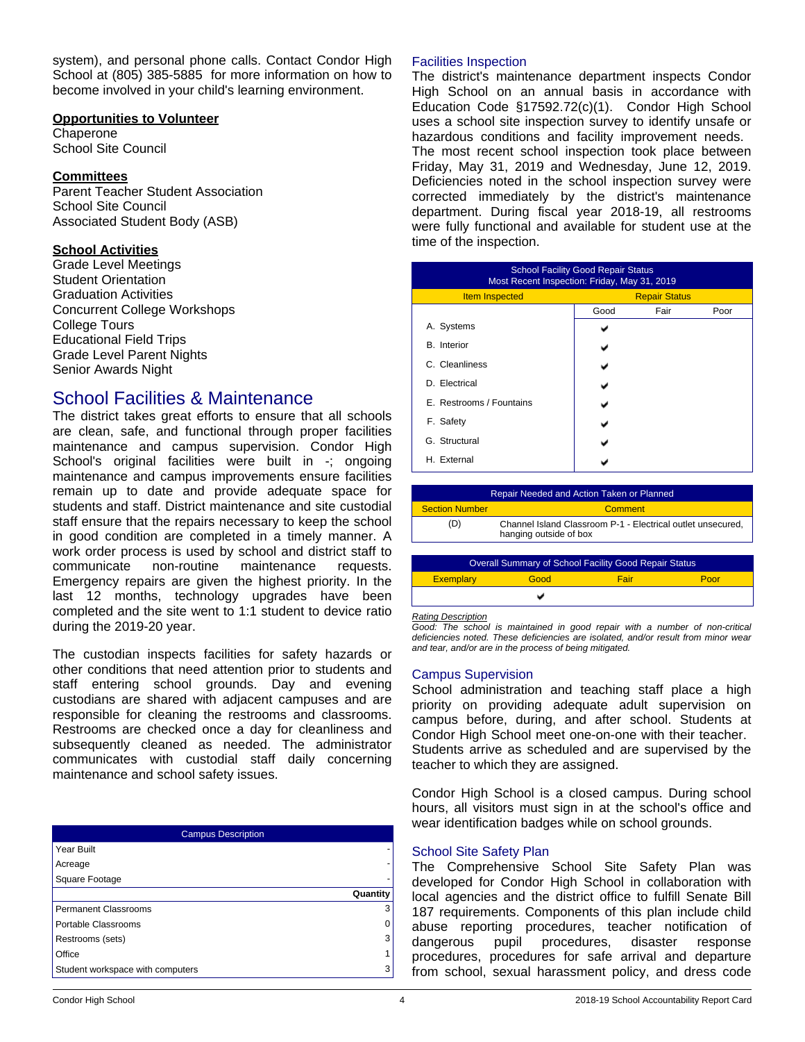system), and personal phone calls. Contact Condor High School at (805) 385-5885 for more information on how to become involved in your child's learning environment.

**Opportunities to Volunteer**
Chaperone
School Site Council

**Committees**
Parent Teacher Student Association
School Site Council
Associated Student Body (ASB)

**School Activities**
Grade Level Meetings
Student Orientation
Graduation Activities
Concurrent College Workshops
College Tours
Educational Field Trips
Grade Level Parent Nights
Senior Awards Night

## School Facilities & Maintenance

The district takes great efforts to ensure that all schools are clean, safe, and functional through proper facilities maintenance and campus supervision. Condor High School's original facilities were built in -; ongoing maintenance and campus improvements ensure facilities remain up to date and provide adequate space for students and staff. District maintenance and site custodial staff ensure that the repairs necessary to keep the school in good condition are completed in a timely manner. A work order process is used by school and district staff to communicate non-routine maintenance requests. Emergency repairs are given the highest priority. In the last 12 months, technology upgrades have been completed and the site went to 1:1 student to device ratio during the 2019-20 year.

The custodian inspects facilities for safety hazards or other conditions that need attention prior to students and staff entering school grounds. Day and evening custodians are shared with adjacent campuses and are responsible for cleaning the restrooms and classrooms. Restrooms are checked once a day for cleanliness and subsequently cleaned as needed. The administrator communicates with custodial staff daily concerning maintenance and school safety issues.

| Campus Description | |
|---|---|
| Year Built | - |
| Acreage | - |
| Square Footage | - |
| | **Quantity** |
| Permanent Classrooms | 3 |
| Portable Classrooms | 0 |
| Restrooms (sets) | 3 |
| Office | 1 |
| Student workspace with computers | 3 |

### Facilities Inspection

The district's maintenance department inspects Condor High School on an annual basis in accordance with Education Code §17592.72(c)(1). Condor High School uses a school site inspection survey to identify unsafe or hazardous conditions and facility improvement needs. The most recent school inspection took place between Friday, May 31, 2019 and Wednesday, June 12, 2019. Deficiencies noted in the school inspection survey were corrected immediately by the district's maintenance department. During fiscal year 2018-19, all restrooms were fully functional and available for student use at the time of the inspection.

| School Facility Good Repair Status<br>Most Recent Inspection: Friday, May 31, 2019 | | | |
|---|---|---|---|
| Item Inspected | Repair Status | | |
| | Good | Fair | Poor |
| A. Systems | ✔ | | |
| B. Interior | ✔ | | |
| C. Cleanliness | ✔ | | |
| D. Electrical | ✔ | | |
| E. Restrooms / Fountains | ✔ | | |
| F. Safety | ✔ | | |
| G. Structural | ✔ | | |
| H. External | ✔ | | |

| Repair Needed and Action Taken or Planned | |
|---|---|
| Section Number | Comment |
| (D) | Channel Island Classroom P-1 - Electrical outlet unsecured, hanging outside of box |

| Overall Summary of School Facility Good Repair Status | | | |
|---|---|---|---|
| Exemplary | Good | Fair | Poor |
| | ✔ | | |

*Rating Description*
*Good: The school is maintained in good repair with a number of non-critical deficiencies noted. These deficiencies are isolated, and/or result from minor wear and tear, and/or are in the process of being mitigated.*

### Campus Supervision

School administration and teaching staff place a high priority on providing adequate adult supervision on campus before, during, and after school. Students at Condor High School meet one-on-one with their teacher. Students arrive as scheduled and are supervised by the teacher to which they are assigned.

Condor High School is a closed campus. During school hours, all visitors must sign in at the school's office and wear identification badges while on school grounds.

### School Site Safety Plan

The Comprehensive School Site Safety Plan was developed for Condor High School in collaboration with local agencies and the district office to fulfill Senate Bill 187 requirements. Components of this plan include child abuse reporting procedures, teacher notification of dangerous pupil procedures, disaster response procedures, procedures for safe arrival and departure from school, sexual harassment policy, and dress code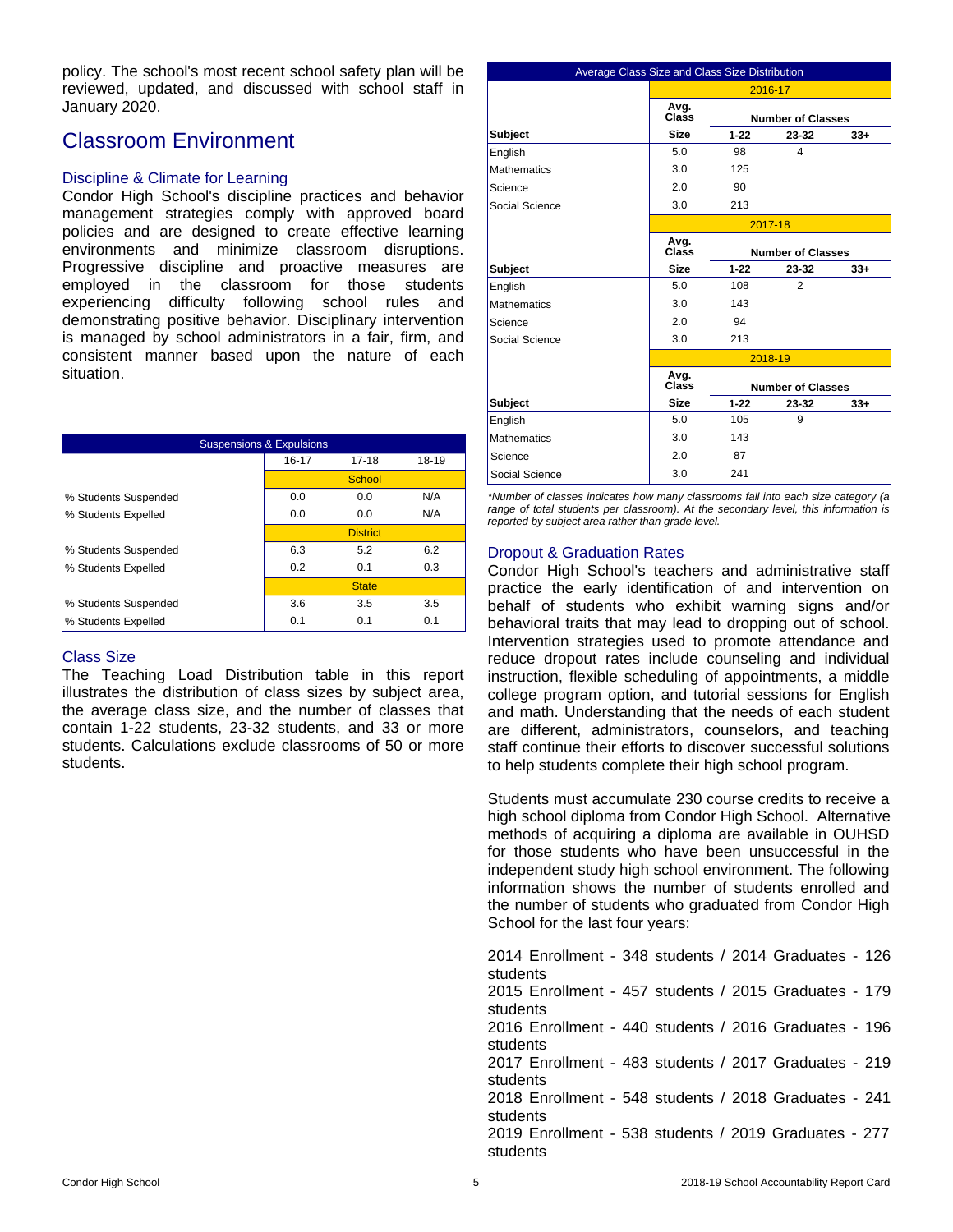policy. The school's most recent school safety plan will be reviewed, updated, and discussed with school staff in January 2020.

## Classroom Environment

### Discipline & Climate for Learning

Condor High School's discipline practices and behavior management strategies comply with approved board policies and are designed to create effective learning environments and minimize classroom disruptions. Progressive discipline and proactive measures are employed in the classroom for those students experiencing difficulty following school rules and demonstrating positive behavior. Disciplinary intervention is managed by school administrators in a fair, firm, and consistent manner based upon the nature of each situation.

| Suspensions & Expulsions | | | |
|---|---|---|---|
| | 16-17 | 17-18 | 18-19 |
| | School | | |
| % Students Suspended | 0.0 | 0.0 | N/A |
| % Students Expelled | 0.0 | 0.0 | N/A |
| | District | | |
| % Students Suspended | 6.3 | 5.2 | 6.2 |
| % Students Expelled | 0.2 | 0.1 | 0.3 |
| | State | | |
| % Students Suspended | 3.6 | 3.5 | 3.5 |
| % Students Expelled | 0.1 | 0.1 | 0.1 |

### Class Size

The Teaching Load Distribution table in this report illustrates the distribution of class sizes by subject area, the average class size, and the number of classes that contain 1-22 students, 23-32 students, and 33 or more students. Calculations exclude classrooms of 50 or more students.

| Average Class Size and Class Size Distribution | | | | |
|---|---|---|---|---|
| | 2016-17 | | | |
| | Avg. Class | Number of Classes | | |
| Subject | Size | 1-22 | 23-32 | 33+ |
| English | 5.0 | 98 | 4 | |
| Mathematics | 3.0 | 125 | | |
| Science | 2.0 | 90 | | |
| Social Science | 3.0 | 213 | | |
| | 2017-18 | | | |
| | Avg. Class | Number of Classes | | |
| Subject | Size | 1-22 | 23-32 | 33+ |
| English | 5.0 | 108 | 2 | |
| Mathematics | 3.0 | 143 | | |
| Science | 2.0 | 94 | | |
| Social Science | 3.0 | 213 | | |
| | 2018-19 | | | |
| | Avg. Class | Number of Classes | | |
| Subject | Size | 1-22 | 23-32 | 33+ |
| English | 5.0 | 105 | 9 | |
| Mathematics | 3.0 | 143 | | |
| Science | 2.0 | 87 | | |
| Social Science | 3.0 | 241 | | |

*\*Number of classes indicates how many classrooms fall into each size category (a range of total students per classroom). At the secondary level, this information is reported by subject area rather than grade level.*

### Dropout & Graduation Rates

Condor High School's teachers and administrative staff practice the early identification of and intervention on behalf of students who exhibit warning signs and/or behavioral traits that may lead to dropping out of school. Intervention strategies used to promote attendance and reduce dropout rates include counseling and individual instruction, flexible scheduling of appointments, a middle college program option, and tutorial sessions for English and math. Understanding that the needs of each student are different, administrators, counselors, and teaching staff continue their efforts to discover successful solutions to help students complete their high school program.

Students must accumulate 230 course credits to receive a high school diploma from Condor High School. Alternative methods of acquiring a diploma are available in OUHSD for those students who have been unsuccessful in the independent study high school environment. The following information shows the number of students enrolled and the number of students who graduated from Condor High School for the last four years:

2014 Enrollment - 348 students / 2014 Graduates - 126 students
2015 Enrollment - 457 students / 2015 Graduates - 179 students
2016 Enrollment - 440 students / 2016 Graduates - 196 students
2017 Enrollment - 483 students / 2017 Graduates - 219 students
2018 Enrollment - 548 students / 2018 Graduates - 241 students
2019 Enrollment - 538 students / 2019 Graduates - 277 students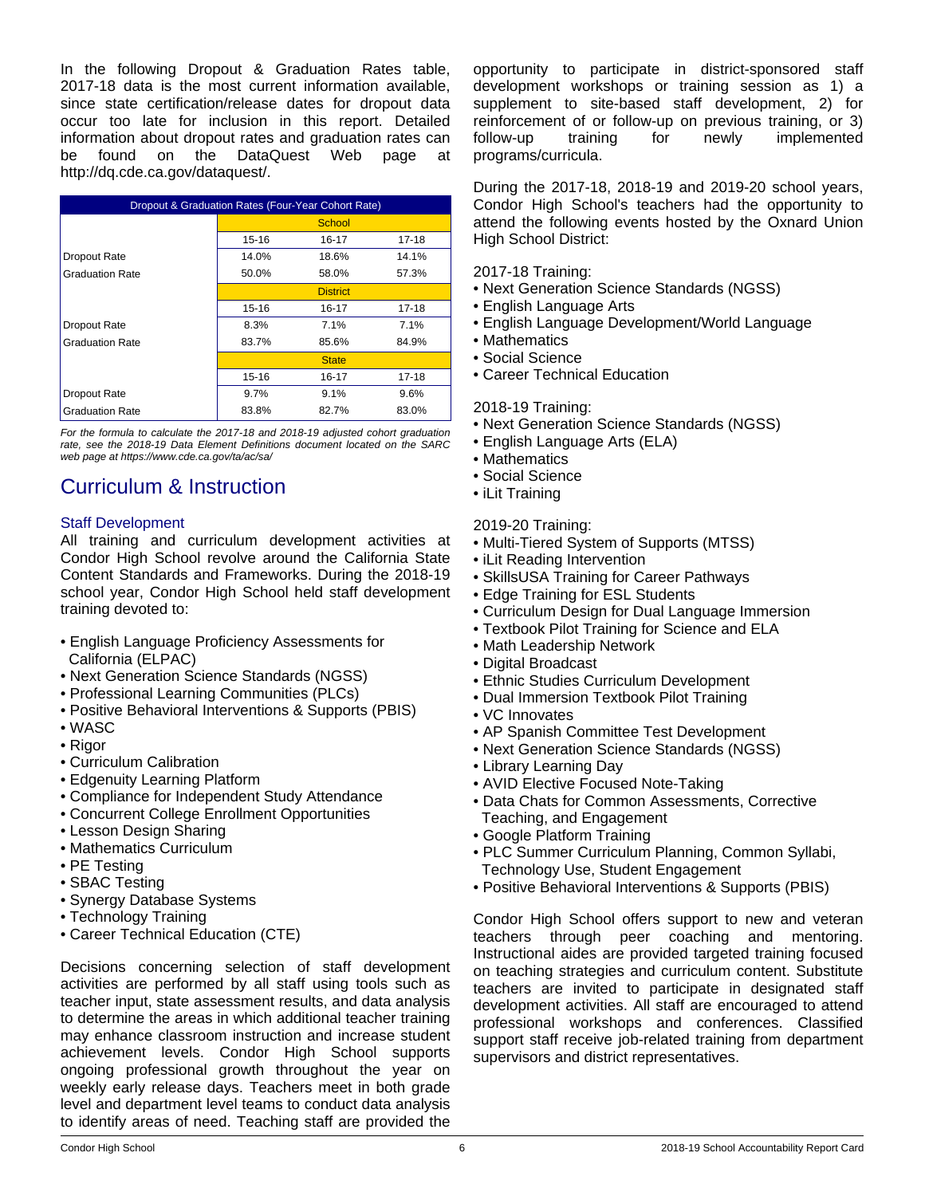In the following Dropout & Graduation Rates table, 2017-18 data is the most current information available, since state certification/release dates for dropout data occur too late for inclusion in this report. Detailed information about dropout rates and graduation rates can be found on the DataQuest Web page at http://dq.cde.ca.gov/dataquest/.

| Dropout & Graduation Rates (Four-Year Cohort Rate) | | | |
|---|---|---|---|
| | School | | |
| | 15-16 | 16-17 | 17-18 |
| Dropout Rate | 14.0% | 18.6% | 14.1% |
| Graduation Rate | 50.0% | 58.0% | 57.3% |
| | District | | |
| | 15-16 | 16-17 | 17-18 |
| Dropout Rate | 8.3% | 7.1% | 7.1% |
| Graduation Rate | 83.7% | 85.6% | 84.9% |
| | State | | |
| | 15-16 | 16-17 | 17-18 |
| Dropout Rate | 9.7% | 9.1% | 9.6% |
| Graduation Rate | 83.8% | 82.7% | 83.0% |

*For the formula to calculate the 2017-18 and 2018-19 adjusted cohort graduation rate, see the 2018-19 Data Element Definitions document located on the SARC web page at https://www.cde.ca.gov/ta/ac/sa/*

# Curriculum & Instruction

### Staff Development

All training and curriculum development activities at Condor High School revolve around the California State Content Standards and Frameworks. During the 2018-19 school year, Condor High School held staff development training devoted to:

- English Language Proficiency Assessments for California (ELPAC)
- Next Generation Science Standards (NGSS)
- Professional Learning Communities (PLCs)
- Positive Behavioral Interventions & Supports (PBIS)
- WASC
- Rigor
- Curriculum Calibration
- Edgenuity Learning Platform
- Compliance for Independent Study Attendance
- Concurrent College Enrollment Opportunities
- Lesson Design Sharing
- Mathematics Curriculum
- PE Testing
- SBAC Testing
- Synergy Database Systems
- Technology Training
- Career Technical Education (CTE)

Decisions concerning selection of staff development activities are performed by all staff using tools such as teacher input, state assessment results, and data analysis to determine the areas in which additional teacher training may enhance classroom instruction and increase student achievement levels. Condor High School supports ongoing professional growth throughout the year on weekly early release days. Teachers meet in both grade level and department level teams to conduct data analysis to identify areas of need. Teaching staff are provided the opportunity to participate in district-sponsored staff development workshops or training session as 1) a supplement to site-based staff development, 2) for reinforcement of or follow-up on previous training, or 3) follow-up training for newly implemented programs/curricula.

During the 2017-18, 2018-19 and 2019-20 school years, Condor High School's teachers had the opportunity to attend the following events hosted by the Oxnard Union High School District:

2017-18 Training:
- Next Generation Science Standards (NGSS)
- English Language Arts
- English Language Development/World Language
- Mathematics
- Social Science
- Career Technical Education

2018-19 Training:
- Next Generation Science Standards (NGSS)
- English Language Arts (ELA)
- Mathematics
- Social Science
- iLit Training

2019-20 Training:
- Multi-Tiered System of Supports (MTSS)
- iLit Reading Intervention
- SkillsUSA Training for Career Pathways
- Edge Training for ESL Students
- Curriculum Design for Dual Language Immersion
- Textbook Pilot Training for Science and ELA
- Math Leadership Network
- Digital Broadcast
- Ethnic Studies Curriculum Development
- Dual Immersion Textbook Pilot Training
- VC Innovates
- AP Spanish Committee Test Development
- Next Generation Science Standards (NGSS)
- Library Learning Day
- AVID Elective Focused Note-Taking
- Data Chats for Common Assessments, Corrective Teaching, and Engagement
- Google Platform Training
- PLC Summer Curriculum Planning, Common Syllabi, Technology Use, Student Engagement
- Positive Behavioral Interventions & Supports (PBIS)

Condor High School offers support to new and veteran teachers through peer coaching and mentoring. Instructional aides are provided targeted training focused on teaching strategies and curriculum content. Substitute teachers are invited to participate in designated staff development activities. All staff are encouraged to attend professional workshops and conferences. Classified support staff receive job-related training from department supervisors and district representatives.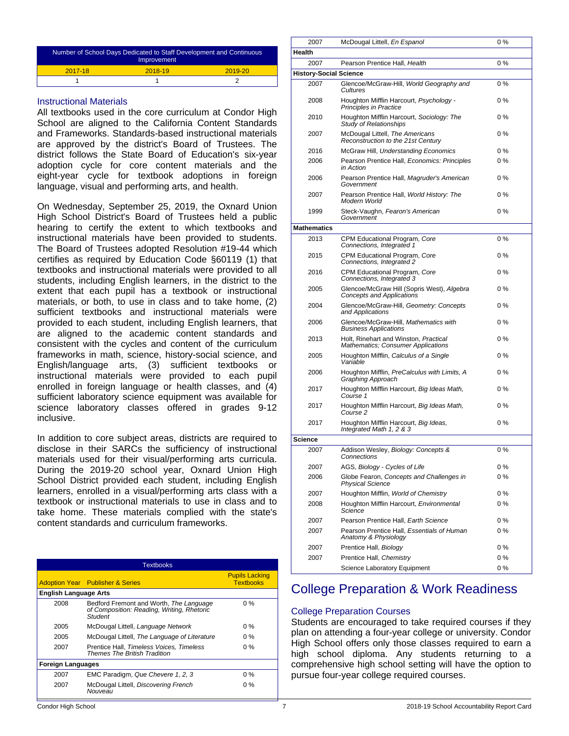| Number of School Days Dedicated to Staff Development and Continuous Improvement | | |
|---|---|---|
| 2017-18 | 2018-19 | 2019-20 |
| 1 | 1 | 2 |

### Instructional Materials

All textbooks used in the core curriculum at Condor High School are aligned to the California Content Standards and Frameworks. Standards-based instructional materials are approved by the district's Board of Trustees. The district follows the State Board of Education's six-year adoption cycle for core content materials and the eight-year cycle for textbook adoptions in foreign language, visual and performing arts, and health.

On Wednesday, September 25, 2019, the Oxnard Union High School District's Board of Trustees held a public hearing to certify the extent to which textbooks and instructional materials have been provided to students. The Board of Trustees adopted Resolution #19-44 which certifies as required by Education Code §60119 (1) that textbooks and instructional materials were provided to all students, including English learners, in the district to the extent that each pupil has a textbook or instructional materials, or both, to use in class and to take home, (2) sufficient textbooks and instructional materials were provided to each student, including English learners, that are aligned to the academic content standards and consistent with the cycles and content of the curriculum frameworks in math, science, history-social science, and English/language arts, (3) sufficient textbooks or instructional materials were provided to each pupil enrolled in foreign language or health classes, and (4) sufficient laboratory science equipment was available for science laboratory classes offered in grades 9-12 inclusive.

In addition to core subject areas, districts are required to disclose in their SARCs the sufficiency of instructional materials used for their visual/performing arts curricula. During the 2019-20 school year, Oxnard Union High School District provided each student, including English learners, enrolled in a visual/performing arts class with a textbook or instructional materials to use in class and to take home. These materials complied with the state's content standards and curriculum frameworks.

| Adoption Year | Publisher & Series | Pupils Lacking Textbooks |
|---|---|---|
| **English Language Arts** | | |
| 2008 | Bedford Fremont and Worth, *The Language of Composition: Reading, Writing, Rhetoric Student* | 0 % |
| 2005 | McDougal Littell, *Language Network* | 0 % |
| 2005 | McDougal Littell, *The Language of Literature* | 0 % |
| 2007 | Prentice Hall, *Timeless Voices, Timeless Themes The British Tradition* | 0 % |
| **Foreign Languages** | | |
| 2007 | EMC Paradigm, *Que Chevere 1, 2, 3* | 0 % |
| 2007 | McDougal Littell, *Discovering French Nouveau* | 0 % |
| 2007 | McDougal Littell, *En Espanol* | 0 % |
| **Health** | | |
| 2007 | Pearson Prentice Hall, *Health* | 0 % |
| **History-Social Science** | | |
| 2007 | Glencoe/McGraw-Hill, *World Geography and Cultures* | 0 % |
| 2008 | Houghton Mifflin Harcourt, *Psychology - Principles in Practice* | 0 % |
| 2010 | Houghton Mifflin Harcourt, *Sociology: The Study of Relationships* | 0 % |
| 2007 | McDougal Littell, *The Americans Reconstruction to the 21st Century* | 0 % |
| 2016 | McGraw Hill, *Understanding Economics* | 0 % |
| 2006 | Pearson Prentice Hall, *Economics: Principles in Action* | 0 % |
| 2006 | Pearson Prentice Hall, *Magruder's American Government* | 0 % |
| 2007 | Pearson Prentice Hall, *World History: The Modern World* | 0 % |
| 1999 | Steck-Vaughn, *Fearon's American Government* | 0 % |
| **Mathematics** | | |
| 2013 | CPM Educational Program, *Core Connections, Integrated 1* | 0 % |
| 2015 | CPM Educational Program, *Core Connections, Integrated 2* | 0 % |
| 2016 | CPM Educational Program, *Core Connections, Integrated 3* | 0 % |
| 2005 | Glencoe/McGraw Hill (Sopris West), *Algebra Concepts and Applications* | 0 % |
| 2004 | Glencoe/McGraw-Hill, *Geometry: Concepts and Applications* | 0 % |
| 2006 | Glencoe/McGraw-Hill, *Mathematics with Business Applications* | 0 % |
| 2013 | Holt, Rinehart and Winston, *Practical Mathematics; Consumer Applications* | 0 % |
| 2005 | Houghton Mifflin, *Calculus of a Single Variable* | 0 % |
| 2006 | Houghton Mifflin, *PreCalculus with Limits, A Graphing Approach* | 0 % |
| 2017 | Houghton Mifflin Harcourt, *Big Ideas Math, Course 1* | 0 % |
| 2017 | Houghton Mifflin Harcourt, *Big Ideas Math, Course 2* | 0 % |
| 2017 | Houghton Mifflin Harcourt, *Big Ideas, Integrated Math 1, 2 & 3* | 0 % |
| **Science** | | |
| 2007 | Addison Wesley, *Biology: Concepts & Connections* | 0 % |
| 2007 | AGS, *Biology - Cycles of Life* | 0 % |
| 2006 | Globe Fearon, *Concepts and Challenges in Physical Science* | 0 % |
| 2007 | Houghton Mifflin, *World of Chemistry* | 0 % |
| 2008 | Houghton Mifflin Harcourt, *Environmental Science* | 0 % |
| 2007 | Pearson Prentice Hall, *Earth Science* | 0 % |
| 2007 | Pearson Prentice Hall, *Essentials of Human Anatomy & Physiology* | 0 % |
| 2007 | Prentice Hall, *Biology* | 0 % |
| 2007 | Prentice Hall, *Chemistry* | 0 % |
| | Science Laboratory Equipment | 0 % |

# College Preparation & Work Readiness

### College Preparation Courses

Students are encouraged to take required courses if they plan on attending a four-year college or university. Condor High School offers only those classes required to earn a high school diploma. Any students returning to a comprehensive high school setting will have the option to pursue four-year college required courses.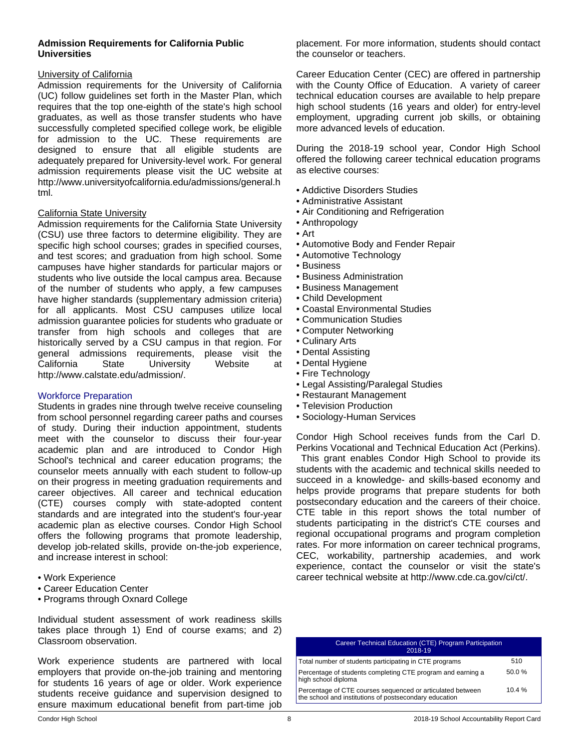**Admission Requirements for California Public Universities**

University of California

Admission requirements for the University of California (UC) follow guidelines set forth in the Master Plan, which requires that the top one-eighth of the state's high school graduates, as well as those transfer students who have successfully completed specified college work, be eligible for admission to the UC. These requirements are designed to ensure that all eligible students are adequately prepared for University-level work. For general admission requirements please visit the UC website at http://www.universityofcalifornia.edu/admissions/general.html.

California State University

Admission requirements for the California State University (CSU) use three factors to determine eligibility. They are specific high school courses; grades in specified courses, and test scores; and graduation from high school. Some campuses have higher standards for particular majors or students who live outside the local campus area. Because of the number of students who apply, a few campuses have higher standards (supplementary admission criteria) for all applicants. Most CSU campuses utilize local admission guarantee policies for students who graduate or transfer from high schools and colleges that are historically served by a CSU campus in that region. For general admissions requirements, please visit the California State University Website at http://www.calstate.edu/admission/.

## Workforce Preparation

Students in grades nine through twelve receive counseling from school personnel regarding career paths and courses of study. During their induction appointment, students meet with the counselor to discuss their four-year academic plan and are introduced to Condor High School's technical and career education programs; the counselor meets annually with each student to follow-up on their progress in meeting graduation requirements and career objectives. All career and technical education (CTE) courses comply with state-adopted content standards and are integrated into the student's four-year academic plan as elective courses. Condor High School offers the following programs that promote leadership, develop job-related skills, provide on-the-job experience, and increase interest in school:

- Work Experience
- Career Education Center
- Programs through Oxnard College

Individual student assessment of work readiness skills takes place through 1) End of course exams; and 2) Classroom observation.

Work experience students are partnered with local employers that provide on-the-job training and mentoring for students 16 years of age or older. Work experience students receive guidance and supervision designed to ensure maximum educational benefit from part-time job placement. For more information, students should contact the counselor or teachers.

Career Education Center (CEC) are offered in partnership with the County Office of Education. A variety of career technical education courses are available to help prepare high school students (16 years and older) for entry-level employment, upgrading current job skills, or obtaining more advanced levels of education.

During the 2018-19 school year, Condor High School offered the following career technical education programs as elective courses:

- Addictive Disorders Studies
- Administrative Assistant
- Air Conditioning and Refrigeration
- Anthropology
- Art
- Automotive Body and Fender Repair
- Automotive Technology
- Business
- Business Administration
- Business Management
- Child Development
- Coastal Environmental Studies
- Communication Studies
- Computer Networking
- Culinary Arts
- Dental Assisting
- Dental Hygiene
- Fire Technology
- Legal Assisting/Paralegal Studies
- Restaurant Management
- Television Production
- Sociology-Human Services

Condor High School receives funds from the Carl D. Perkins Vocational and Technical Education Act (Perkins). This grant enables Condor High School to provide its students with the academic and technical skills needed to succeed in a knowledge- and skills-based economy and helps provide programs that prepare students for both postsecondary education and the careers of their choice. CTE table in this report shows the total number of students participating in the district's CTE courses and regional occupational programs and program completion rates. For more information on career technical programs, CEC, workability, partnership academies, and work experience, contact the counselor or visit the state's career technical website at http://www.cde.ca.gov/ci/ct/.

| Career Technical Education (CTE) Program Participation 2018-19 | |
|---|---|
| Total number of students participating in CTE programs | 510 |
| Percentage of students completing CTE program and earning a high school diploma | 50.0 % |
| Percentage of CTE courses sequenced or articulated between the school and institutions of postsecondary education | 10.4 % |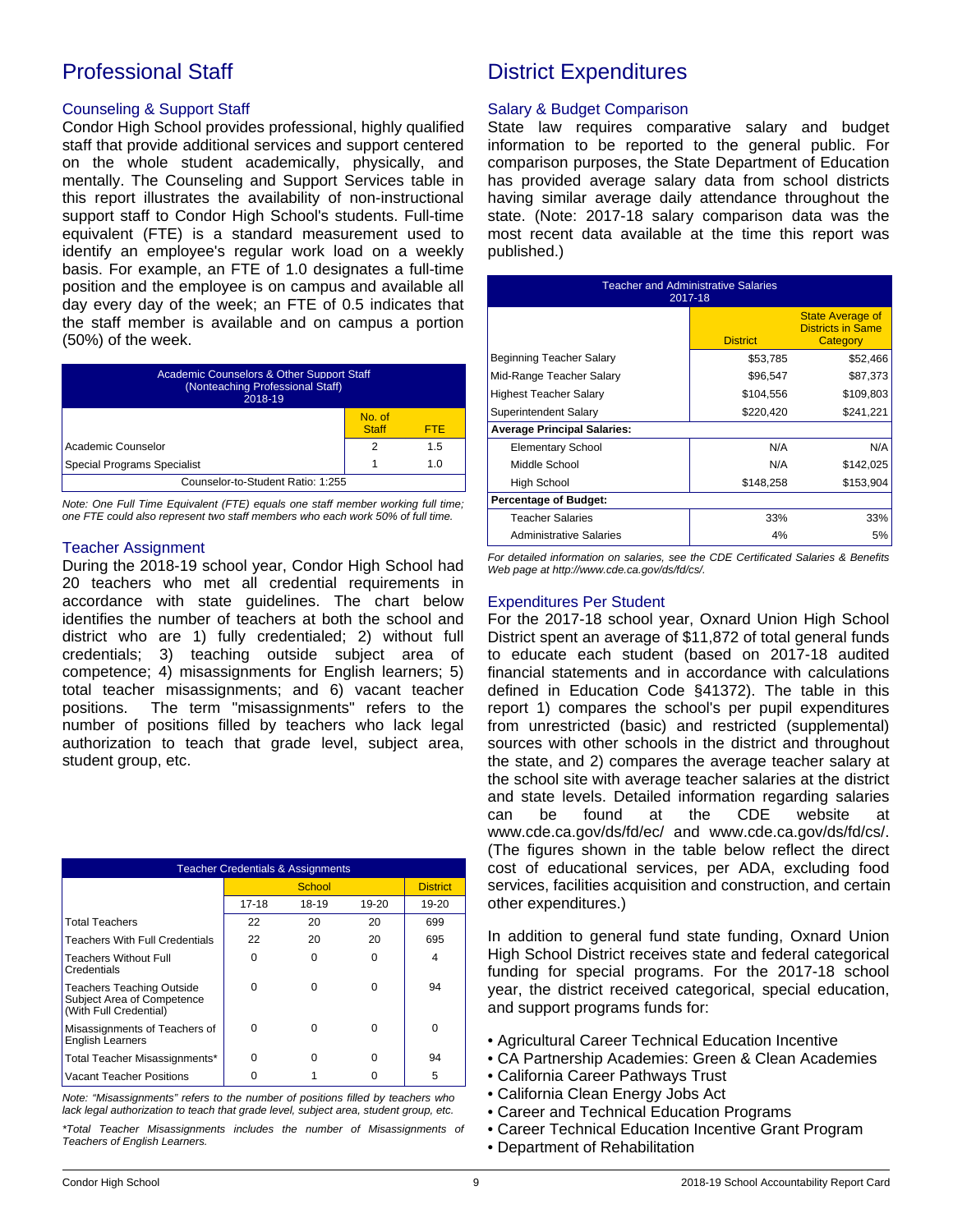## Professional Staff

### Counseling & Support Staff

Condor High School provides professional, highly qualified staff that provide additional services and support centered on the whole student academically, physically, and mentally. The Counseling and Support Services table in this report illustrates the availability of non-instructional support staff to Condor High School's students. Full-time equivalent (FTE) is a standard measurement used to identify an employee's regular work load on a weekly basis. For example, an FTE of 1.0 designates a full-time position and the employee is on campus and available all day every day of the week; an FTE of 0.5 indicates that the staff member is available and on campus a portion (50%) of the week.

| Academic Counselors & Other Support Staff (Nonteaching Professional Staff) 2018-19 | | |
|---|---|---|
| | No. of Staff | FTE |
| Academic Counselor | 2 | 1.5 |
| Special Programs Specialist | 1 | 1.0 |
| Counselor-to-Student Ratio: 1:255 | | |

*Note: One Full Time Equivalent (FTE) equals one staff member working full time; one FTE could also represent two staff members who each work 50% of full time.*

### Teacher Assignment

During the 2018-19 school year, Condor High School had 20 teachers who met all credential requirements in accordance with state guidelines. The chart below identifies the number of teachers at both the school and district who are 1) fully credentialed; 2) without full credentials; 3) teaching outside subject area of competence; 4) misassignments for English learners; 5) total teacher misassignments; and 6) vacant teacher positions. The term "misassignments" refers to the number of positions filled by teachers who lack legal authorization to teach that grade level, subject area, student group, etc.

| Teacher Credentials & Assignments | | | | |
|---|---|---|---|---|
| | School | | | District |
| | 17-18 | 18-19 | 19-20 | 19-20 |
| Total Teachers | 22 | 20 | 20 | 699 |
| Teachers With Full Credentials | 22 | 20 | 20 | 695 |
| Teachers Without Full Credentials | 0 | 0 | 0 | 4 |
| Teachers Teaching Outside Subject Area of Competence (With Full Credential) | 0 | 0 | 0 | 94 |
| Misassignments of Teachers of English Learners | 0 | 0 | 0 | 0 |
| Total Teacher Misassignments* | 0 | 0 | 0 | 94 |
| Vacant Teacher Positions | 0 | 1 | 0 | 5 |

*Note: "Misassignments" refers to the number of positions filled by teachers who lack legal authorization to teach that grade level, subject area, student group, etc.*

*\*Total Teacher Misassignments includes the number of Misassignments of Teachers of English Learners.*

## District Expenditures

### Salary & Budget Comparison

State law requires comparative salary and budget information to be reported to the general public. For comparison purposes, the State Department of Education has provided average salary data from school districts having similar average daily attendance throughout the state. (Note: 2017-18 salary comparison data was the most recent data available at the time this report was published.)

| Teacher and Administrative Salaries 2017-18 | | |
|---|---|---|
| | District | State Average of Districts in Same Category |
| Beginning Teacher Salary | $53,785 | $52,466 |
| Mid-Range Teacher Salary | $96,547 | $87,373 |
| Highest Teacher Salary | $104,556 | $109,803 |
| Superintendent Salary | $220,420 | $241,221 |
| **Average Principal Salaries:** | | |
| Elementary School | N/A | N/A |
| Middle School | N/A | $142,025 |
| High School | $148,258 | $153,904 |
| **Percentage of Budget:** | | |
| Teacher Salaries | 33% | 33% |
| Administrative Salaries | 4% | 5% |

*For detailed information on salaries, see the CDE Certificated Salaries & Benefits Web page at http://www.cde.ca.gov/ds/fd/cs/.*

### Expenditures Per Student

For the 2017-18 school year, Oxnard Union High School District spent an average of $11,872 of total general funds to educate each student (based on 2017-18 audited financial statements and in accordance with calculations defined in Education Code §41372). The table in this report 1) compares the school's per pupil expenditures from unrestricted (basic) and restricted (supplemental) sources with other schools in the district and throughout the state, and 2) compares the average teacher salary at the school site with average teacher salaries at the district and state levels. Detailed information regarding salaries can be found at the CDE website at www.cde.ca.gov/ds/fd/ec/ and www.cde.ca.gov/ds/fd/cs/. (The figures shown in the table below reflect the direct cost of educational services, per ADA, excluding food services, facilities acquisition and construction, and certain other expenditures.)

In addition to general fund state funding, Oxnard Union High School District receives state and federal categorical funding for special programs. For the 2017-18 school year, the district received categorical, special education, and support programs funds for:

- Agricultural Career Technical Education Incentive
- CA Partnership Academies: Green & Clean Academies
- California Career Pathways Trust
- California Clean Energy Jobs Act
- Career and Technical Education Programs
- Career Technical Education Incentive Grant Program
- Department of Rehabilitation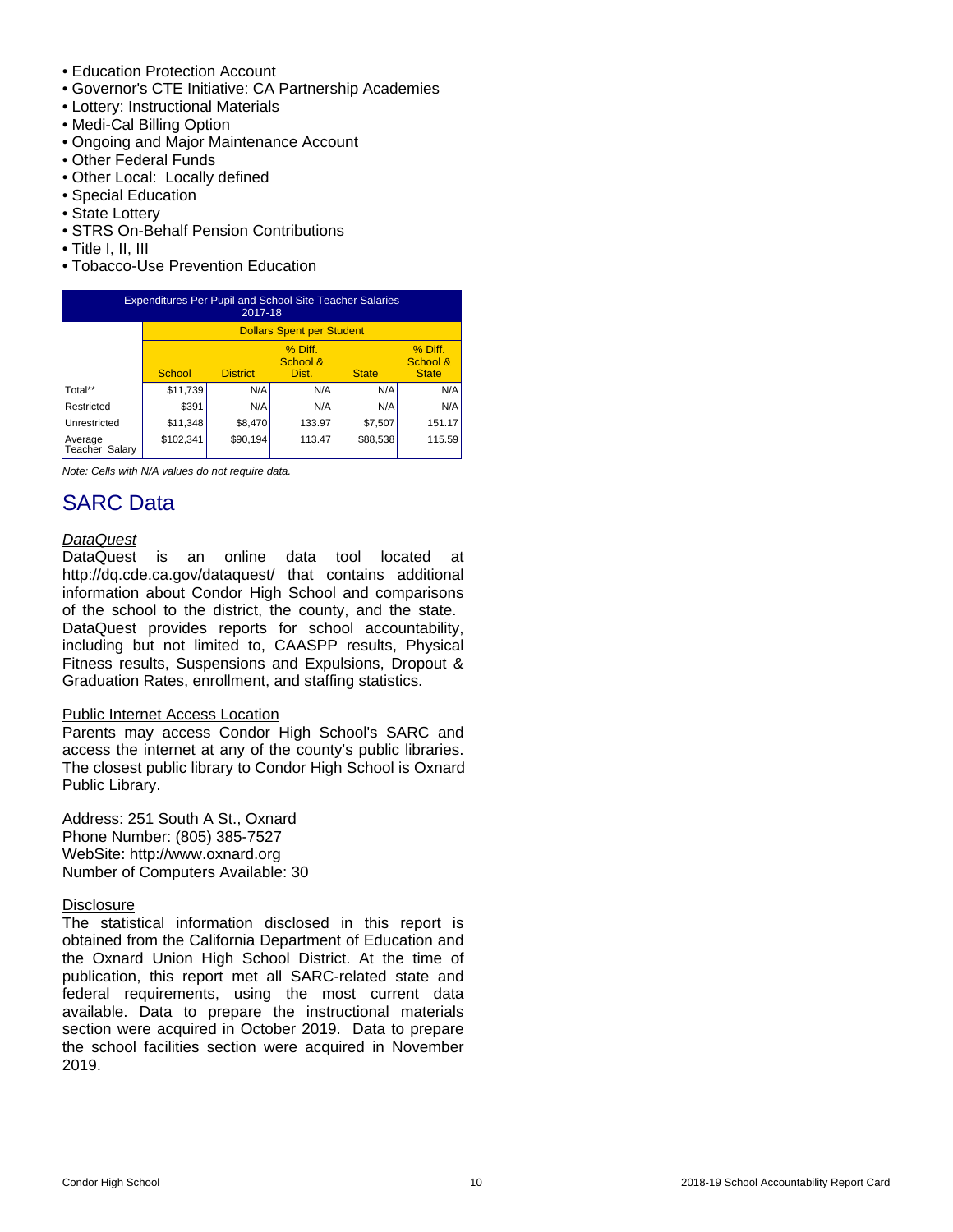- Education Protection Account
- Governor's CTE Initiative: CA Partnership Academies
- Lottery: Instructional Materials
- Medi-Cal Billing Option
- Ongoing and Major Maintenance Account
- Other Federal Funds
- Other Local: Locally defined
- Special Education
- State Lottery
- STRS On-Behalf Pension Contributions
- Title I, II, III
- Tobacco-Use Prevention Education

| Expenditures Per Pupil and School Site Teacher Salaries 2017-18 | | | | | |
|---|---|---|---|---|---|
| | Dollars Spent per Student | | | | |
| | School | District | % Diff. School & Dist. | State | % Diff. School & State |
| Total** | $11,739 | N/A | N/A | N/A | N/A |
| Restricted | $391 | N/A | N/A | N/A | N/A |
| Unrestricted | $11,348 | $8,470 | 133.97 | $7,507 | 151.17 |
| Average Teacher Salary | $102,341 | $90,194 | 113.47 | $88,538 | 115.59 |

*Note: Cells with N/A values do not require data.*

# SARC Data

*DataQuest*

DataQuest is an online data tool located at http://dq.cde.ca.gov/dataquest/ that contains additional information about Condor High School and comparisons of the school to the district, the county, and the state. DataQuest provides reports for school accountability, including but not limited to, CAASPP results, Physical Fitness results, Suspensions and Expulsions, Dropout & Graduation Rates, enrollment, and staffing statistics.

Public Internet Access Location

Parents may access Condor High School's SARC and access the internet at any of the county's public libraries. The closest public library to Condor High School is Oxnard Public Library.

Address: 251 South A St., Oxnard
Phone Number: (805) 385-7527
WebSite: http://www.oxnard.org
Number of Computers Available: 30

Disclosure

The statistical information disclosed in this report is obtained from the California Department of Education and the Oxnard Union High School District. At the time of publication, this report met all SARC-related state and federal requirements, using the most current data available. Data to prepare the instructional materials section were acquired in October 2019. Data to prepare the school facilities section were acquired in November 2019.